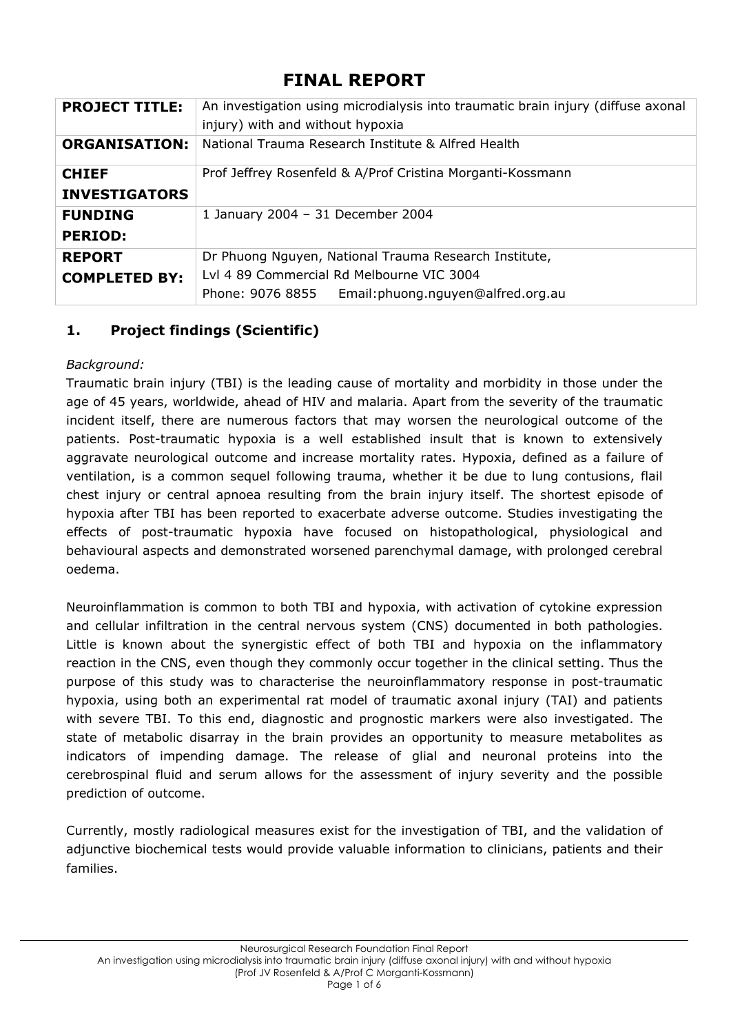# FINAL REPORT

| | |
|---|---|
| **PROJECT TITLE:** | An investigation using microdialysis into traumatic brain injury (diffuse axonal injury) with and without hypoxia |
| **ORGANISATION:** | National Trauma Research Institute & Alfred Health |
| **CHIEF INVESTIGATORS** | Prof Jeffrey Rosenfeld & A/Prof Cristina Morganti-Kossmann |
| **FUNDING PERIOD:** | 1 January 2004 – 31 December 2004 |
| **REPORT COMPLETED BY:** | Dr Phuong Nguyen, National Trauma Research Institute, Lvl 4 89 Commercial Rd Melbourne VIC 3004 Phone: 9076 8855 Email:phuong.nguyen@alfred.org.au |

## 1. Project findings (Scientific)

*Background:*

Traumatic brain injury (TBI) is the leading cause of mortality and morbidity in those under the age of 45 years, worldwide, ahead of HIV and malaria. Apart from the severity of the traumatic incident itself, there are numerous factors that may worsen the neurological outcome of the patients. Post-traumatic hypoxia is a well established insult that is known to extensively aggravate neurological outcome and increase mortality rates. Hypoxia, defined as a failure of ventilation, is a common sequel following trauma, whether it be due to lung contusions, flail chest injury or central apnoea resulting from the brain injury itself. The shortest episode of hypoxia after TBI has been reported to exacerbate adverse outcome. Studies investigating the effects of post-traumatic hypoxia have focused on histopathological, physiological and behavioural aspects and demonstrated worsened parenchymal damage, with prolonged cerebral oedema.

Neuroinflammation is common to both TBI and hypoxia, with activation of cytokine expression and cellular infiltration in the central nervous system (CNS) documented in both pathologies. Little is known about the synergistic effect of both TBI and hypoxia on the inflammatory reaction in the CNS, even though they commonly occur together in the clinical setting. Thus the purpose of this study was to characterise the neuroinflammatory response in post-traumatic hypoxia, using both an experimental rat model of traumatic axonal injury (TAI) and patients with severe TBI. To this end, diagnostic and prognostic markers were also investigated. The state of metabolic disarray in the brain provides an opportunity to measure metabolites as indicators of impending damage. The release of glial and neuronal proteins into the cerebrospinal fluid and serum allows for the assessment of injury severity and the possible prediction of outcome.

Currently, mostly radiological measures exist for the investigation of TBI, and the validation of adjunctive biochemical tests would provide valuable information to clinicians, patients and their families.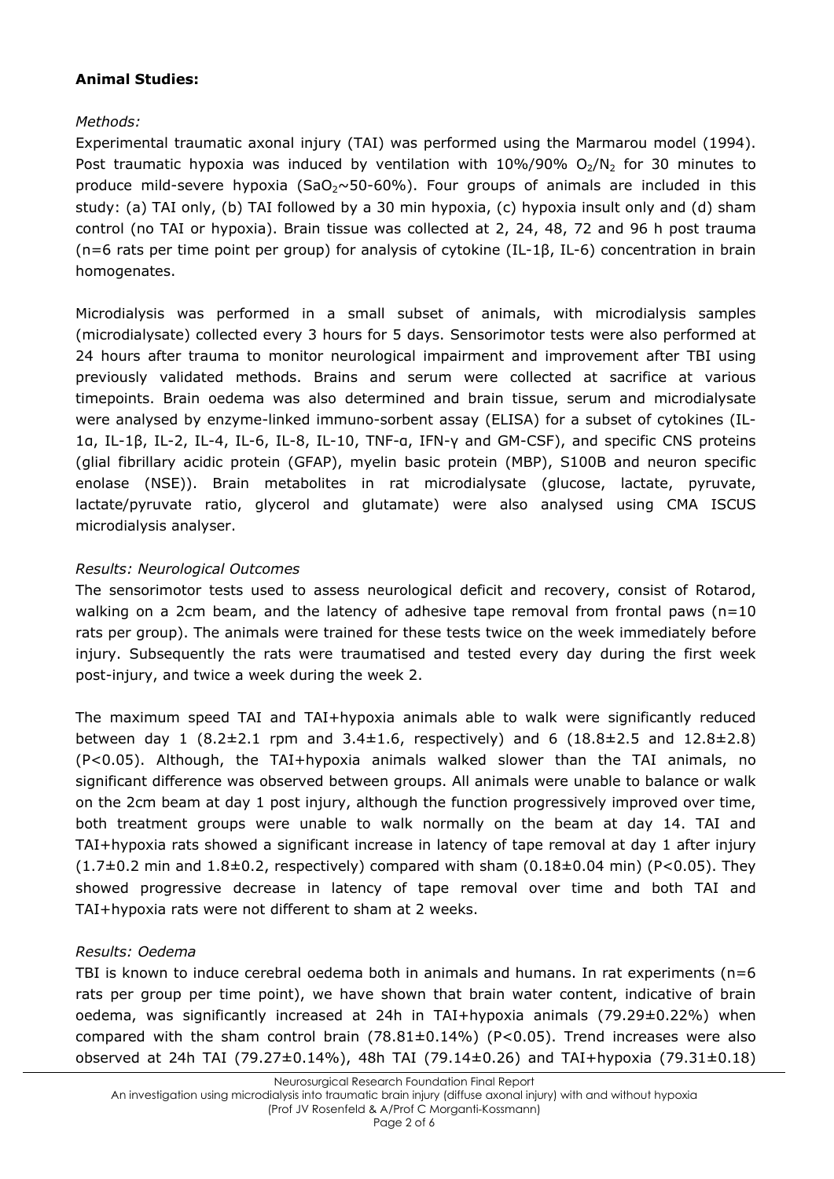**Animal Studies:**

*Methods:*

Experimental traumatic axonal injury (TAI) was performed using the Marmarou model (1994). Post traumatic hypoxia was induced by ventilation with 10%/90% $O_2/N_2$ for 30 minutes to produce mild-severe hypoxia ($SaO_2$~50-60%). Four groups of animals are included in this study: (a) TAI only, (b) TAI followed by a 30 min hypoxia, (c) hypoxia insult only and (d) sham control (no TAI or hypoxia). Brain tissue was collected at 2, 24, 48, 72 and 96 h post trauma (n=6 rats per time point per group) for analysis of cytokine (IL-1β, IL-6) concentration in brain homogenates.

Microdialysis was performed in a small subset of animals, with microdialysis samples (microdialysate) collected every 3 hours for 5 days. Sensorimotor tests were also performed at 24 hours after trauma to monitor neurological impairment and improvement after TBI using previously validated methods. Brains and serum were collected at sacrifice at various timepoints. Brain oedema was also determined and brain tissue, serum and microdialysate were analysed by enzyme-linked immuno-sorbent assay (ELISA) for a subset of cytokines (IL-1α, IL-1β, IL-2, IL-4, IL-6, IL-8, IL-10, TNF-α, IFN-γ and GM-CSF), and specific CNS proteins (glial fibrillary acidic protein (GFAP), myelin basic protein (MBP), S100B and neuron specific enolase (NSE)). Brain metabolites in rat microdialysate (glucose, lactate, pyruvate, lactate/pyruvate ratio, glycerol and glutamate) were also analysed using CMA ISCUS microdialysis analyser.

*Results: Neurological Outcomes*

The sensorimotor tests used to assess neurological deficit and recovery, consist of Rotarod, walking on a 2cm beam, and the latency of adhesive tape removal from frontal paws (n=10 rats per group). The animals were trained for these tests twice on the week immediately before injury. Subsequently the rats were traumatised and tested every day during the first week post-injury, and twice a week during the week 2.

The maximum speed TAI and TAI+hypoxia animals able to walk were significantly reduced between day 1 (8.2±2.1 rpm and 3.4±1.6, respectively) and 6 (18.8±2.5 and 12.8±2.8) ($P<0.05$). Although, the TAI+hypoxia animals walked slower than the TAI animals, no significant difference was observed between groups. All animals were unable to balance or walk on the 2cm beam at day 1 post injury, although the function progressively improved over time, both treatment groups were unable to walk normally on the beam at day 14. TAI and TAI+hypoxia rats showed a significant increase in latency of tape removal at day 1 after injury (1.7±0.2 min and 1.8±0.2, respectively) compared with sham (0.18±0.04 min) ($P<0.05$). They showed progressive decrease in latency of tape removal over time and both TAI and TAI+hypoxia rats were not different to sham at 2 weeks.

*Results: Oedema*

TBI is known to induce cerebral oedema both in animals and humans. In rat experiments (n=6 rats per group per time point), we have shown that brain water content, indicative of brain oedema, was significantly increased at 24h in TAI+hypoxia animals (79.29±0.22%) when compared with the sham control brain (78.81±0.14%) ($P<0.05$). Trend increases were also observed at 24h TAI (79.27±0.14%), 48h TAI (79.14±0.26) and TAI+hypoxia (79.31±0.18)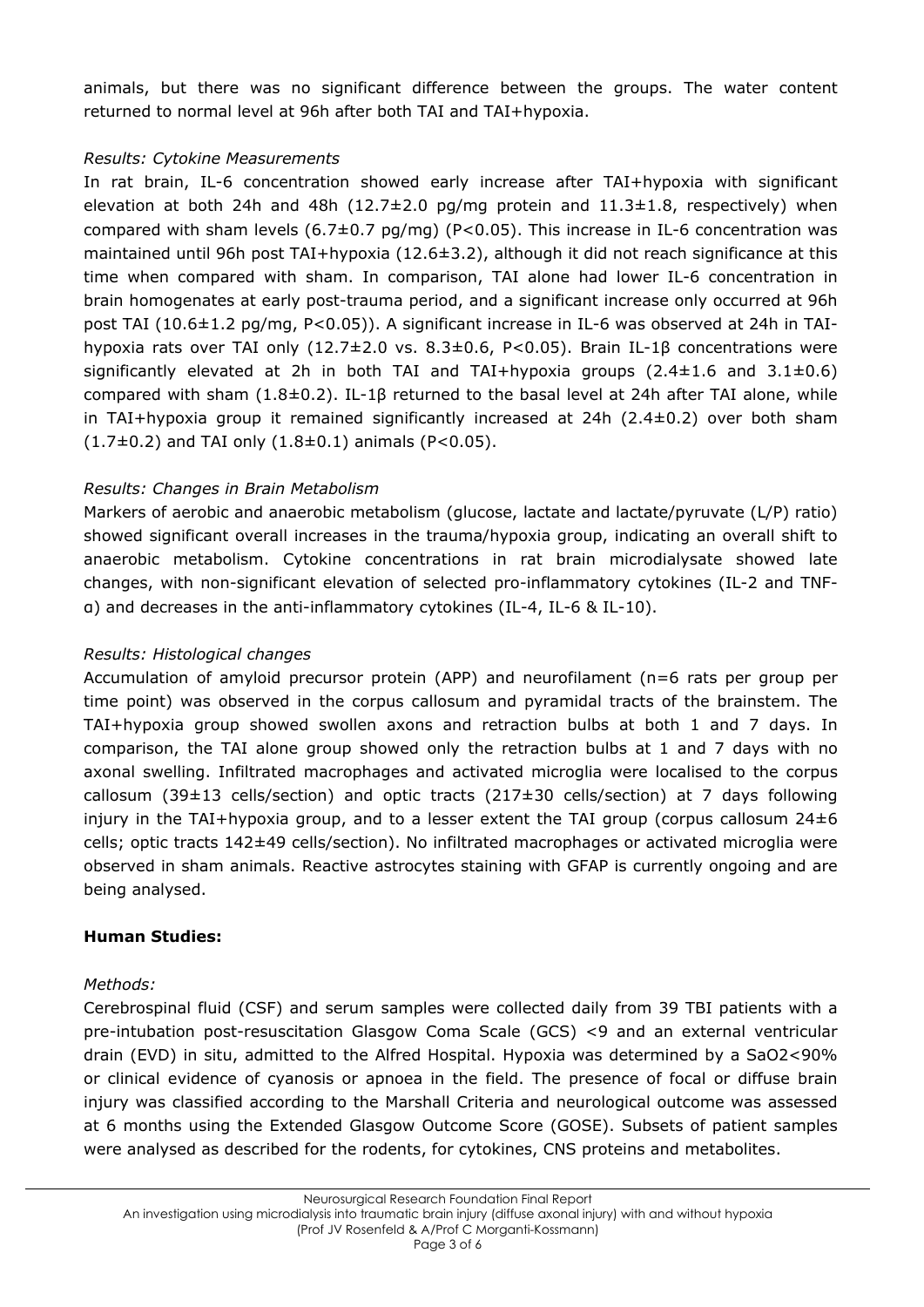animals, but there was no significant difference between the groups. The water content returned to normal level at 96h after both TAI and TAI+hypoxia.

*Results: Cytokine Measurements*

In rat brain, IL-6 concentration showed early increase after TAI+hypoxia with significant elevation at both 24h and 48h (12.7±2.0 pg/mg protein and 11.3±1.8, respectively) when compared with sham levels (6.7±0.7 pg/mg) ($P<0.05$). This increase in IL-6 concentration was maintained until 96h post TAI+hypoxia (12.6±3.2), although it did not reach significance at this time when compared with sham. In comparison, TAI alone had lower IL-6 concentration in brain homogenates at early post-trauma period, and a significant increase only occurred at 96h post TAI (10.6±1.2 pg/mg, $P<0.05$)). A significant increase in IL-6 was observed at 24h in TAI-hypoxia rats over TAI only (12.7±2.0 vs. 8.3±0.6, $P<0.05$). Brain IL-1β concentrations were significantly elevated at 2h in both TAI and TAI+hypoxia groups (2.4±1.6 and 3.1±0.6) compared with sham (1.8±0.2). IL-1β returned to the basal level at 24h after TAI alone, while in TAI+hypoxia group it remained significantly increased at 24h (2.4±0.2) over both sham (1.7±0.2) and TAI only (1.8±0.1) animals ($P<0.05$).

*Results: Changes in Brain Metabolism*

Markers of aerobic and anaerobic metabolism (glucose, lactate and lactate/pyruvate (L/P) ratio) showed significant overall increases in the trauma/hypoxia group, indicating an overall shift to anaerobic metabolism. Cytokine concentrations in rat brain microdialysate showed late changes, with non-significant elevation of selected pro-inflammatory cytokines (IL-2 and TNF-α) and decreases in the anti-inflammatory cytokines (IL-4, IL-6 & IL-10).

*Results: Histological changes*

Accumulation of amyloid precursor protein (APP) and neurofilament (n=6 rats per group per time point) was observed in the corpus callosum and pyramidal tracts of the brainstem. The TAI+hypoxia group showed swollen axons and retraction bulbs at both 1 and 7 days. In comparison, the TAI alone group showed only the retraction bulbs at 1 and 7 days with no axonal swelling. Infiltrated macrophages and activated microglia were localised to the corpus callosum (39±13 cells/section) and optic tracts (217±30 cells/section) at 7 days following injury in the TAI+hypoxia group, and to a lesser extent the TAI group (corpus callosum 24±6 cells; optic tracts 142±49 cells/section). No infiltrated macrophages or activated microglia were observed in sham animals. Reactive astrocytes staining with GFAP is currently ongoing and are being analysed.

**Human Studies:**

*Methods:*

Cerebrospinal fluid (CSF) and serum samples were collected daily from 39 TBI patients with a pre-intubation post-resuscitation Glasgow Coma Scale (GCS) <9 and an external ventricular drain (EVD) in situ, admitted to the Alfred Hospital. Hypoxia was determined by a $SaO_2<90\%$ or clinical evidence of cyanosis or apnoea in the field. The presence of focal or diffuse brain injury was classified according to the Marshall Criteria and neurological outcome was assessed at 6 months using the Extended Glasgow Outcome Score (GOSE). Subsets of patient samples were analysed as described for the rodents, for cytokines, CNS proteins and metabolites.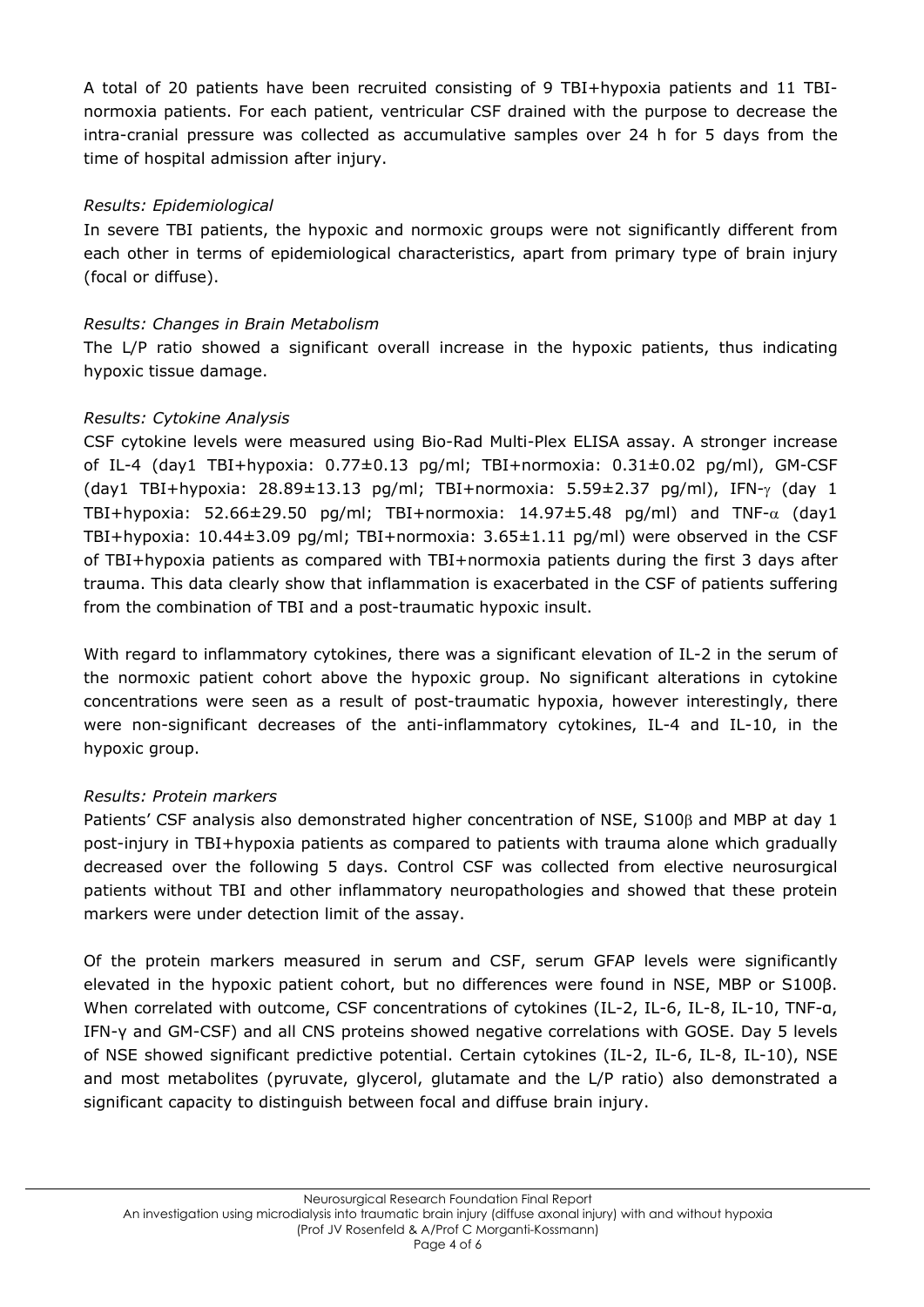A total of 20 patients have been recruited consisting of 9 TBI+hypoxia patients and 11 TBI-normoxia patients. For each patient, ventricular CSF drained with the purpose to decrease the intra-cranial pressure was collected as accumulative samples over 24 h for 5 days from the time of hospital admission after injury.

*Results: Epidemiological*

In severe TBI patients, the hypoxic and normoxic groups were not significantly different from each other in terms of epidemiological characteristics, apart from primary type of brain injury (focal or diffuse).

*Results: Changes in Brain Metabolism*

The L/P ratio showed a significant overall increase in the hypoxic patients, thus indicating hypoxic tissue damage.

*Results: Cytokine Analysis*

CSF cytokine levels were measured using Bio-Rad Multi-Plex ELISA assay. A stronger increase of IL-4 (day1 TBI+hypoxia: $0.77 \pm 0.13$ pg/ml; TBI+normoxia: $0.31 \pm 0.02$ pg/ml), GM-CSF (day1 TBI+hypoxia: $28.89 \pm 13.13$ pg/ml; TBI+normoxia: $5.59 \pm 2.37$ pg/ml), IFN-$\gamma$ (day 1 TBI+hypoxia: $52.66 \pm 29.50$ pg/ml; TBI+normoxia: $14.97 \pm 5.48$ pg/ml) and TNF-$\alpha$ (day1 TBI+hypoxia: $10.44 \pm 3.09$ pg/ml; TBI+normoxia: $3.65 \pm 1.11$ pg/ml) were observed in the CSF of TBI+hypoxia patients as compared with TBI+normoxia patients during the first 3 days after trauma. This data clearly show that inflammation is exacerbated in the CSF of patients suffering from the combination of TBI and a post-traumatic hypoxic insult.

With regard to inflammatory cytokines, there was a significant elevation of IL-2 in the serum of the normoxic patient cohort above the hypoxic group. No significant alterations in cytokine concentrations were seen as a result of post-traumatic hypoxia, however interestingly, there were non-significant decreases of the anti-inflammatory cytokines, IL-4 and IL-10, in the hypoxic group.

*Results: Protein markers*

Patients' CSF analysis also demonstrated higher concentration of NSE, S100$\beta$ and MBP at day 1 post-injury in TBI+hypoxia patients as compared to patients with trauma alone which gradually decreased over the following 5 days. Control CSF was collected from elective neurosurgical patients without TBI and other inflammatory neuropathologies and showed that these protein markers were under detection limit of the assay.

Of the protein markers measured in serum and CSF, serum GFAP levels were significantly elevated in the hypoxic patient cohort, but no differences were found in NSE, MBP or S100β. When correlated with outcome, CSF concentrations of cytokines (IL-2, IL-6, IL-8, IL-10, TNF-α, IFN-γ and GM-CSF) and all CNS proteins showed negative correlations with GOSE. Day 5 levels of NSE showed significant predictive potential. Certain cytokines (IL-2, IL-6, IL-8, IL-10), NSE and most metabolites (pyruvate, glycerol, glutamate and the L/P ratio) also demonstrated a significant capacity to distinguish between focal and diffuse brain injury.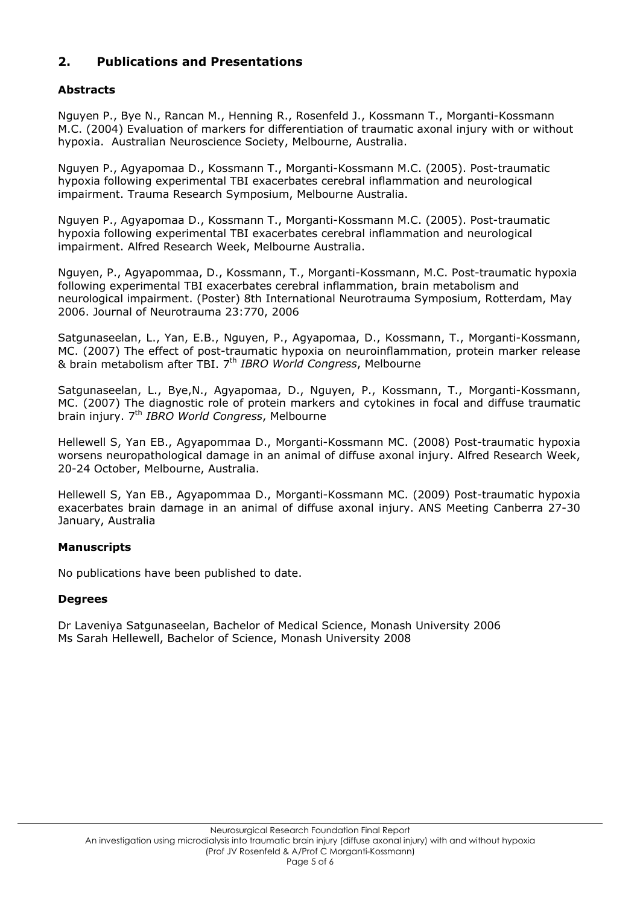## 2. Publications and Presentations

### Abstracts

Nguyen P., Bye N., Rancan M., Henning R., Rosenfeld J., Kossmann T., Morganti-Kossmann M.C. (2004) Evaluation of markers for differentiation of traumatic axonal injury with or without hypoxia. Australian Neuroscience Society, Melbourne, Australia.

Nguyen P., Agyapomaa D., Kossmann T., Morganti-Kossmann M.C. (2005). Post-traumatic hypoxia following experimental TBI exacerbates cerebral inflammation and neurological impairment. Trauma Research Symposium, Melbourne Australia.

Nguyen P., Agyapomaa D., Kossmann T., Morganti-Kossmann M.C. (2005). Post-traumatic hypoxia following experimental TBI exacerbates cerebral inflammation and neurological impairment. Alfred Research Week, Melbourne Australia.

Nguyen, P., Agyapommaa, D., Kossmann, T., Morganti-Kossmann, M.C. Post-traumatic hypoxia following experimental TBI exacerbates cerebral inflammation, brain metabolism and neurological impairment. (Poster) 8th International Neurotrauma Symposium, Rotterdam, May 2006. Journal of Neurotrauma 23:770, 2006

Satgunaseelan, L., Yan, E.B., Nguyen, P., Agyapomaa, D., Kossmann, T., Morganti-Kossmann, MC. (2007) The effect of post-traumatic hypoxia on neuroinflammation, protein marker release & brain metabolism after TBI. 7th *IBRO World Congress*, Melbourne

Satgunaseelan, L., Bye,N., Agyapomaa, D., Nguyen, P., Kossmann, T., Morganti-Kossmann, MC. (2007) The diagnostic role of protein markers and cytokines in focal and diffuse traumatic brain injury. 7th *IBRO World Congress*, Melbourne

Hellewell S, Yan EB., Agyapommaa D., Morganti-Kossmann MC. (2008) Post-traumatic hypoxia worsens neuropathological damage in an animal of diffuse axonal injury. Alfred Research Week, 20-24 October, Melbourne, Australia.

Hellewell S, Yan EB., Agyapommaa D., Morganti-Kossmann MC. (2009) Post-traumatic hypoxia exacerbates brain damage in an animal of diffuse axonal injury. ANS Meeting Canberra 27-30 January, Australia

### Manuscripts

No publications have been published to date.

### Degrees

Dr Laveniya Satgunaseelan, Bachelor of Medical Science, Monash University 2006
Ms Sarah Hellewell, Bachelor of Science, Monash University 2008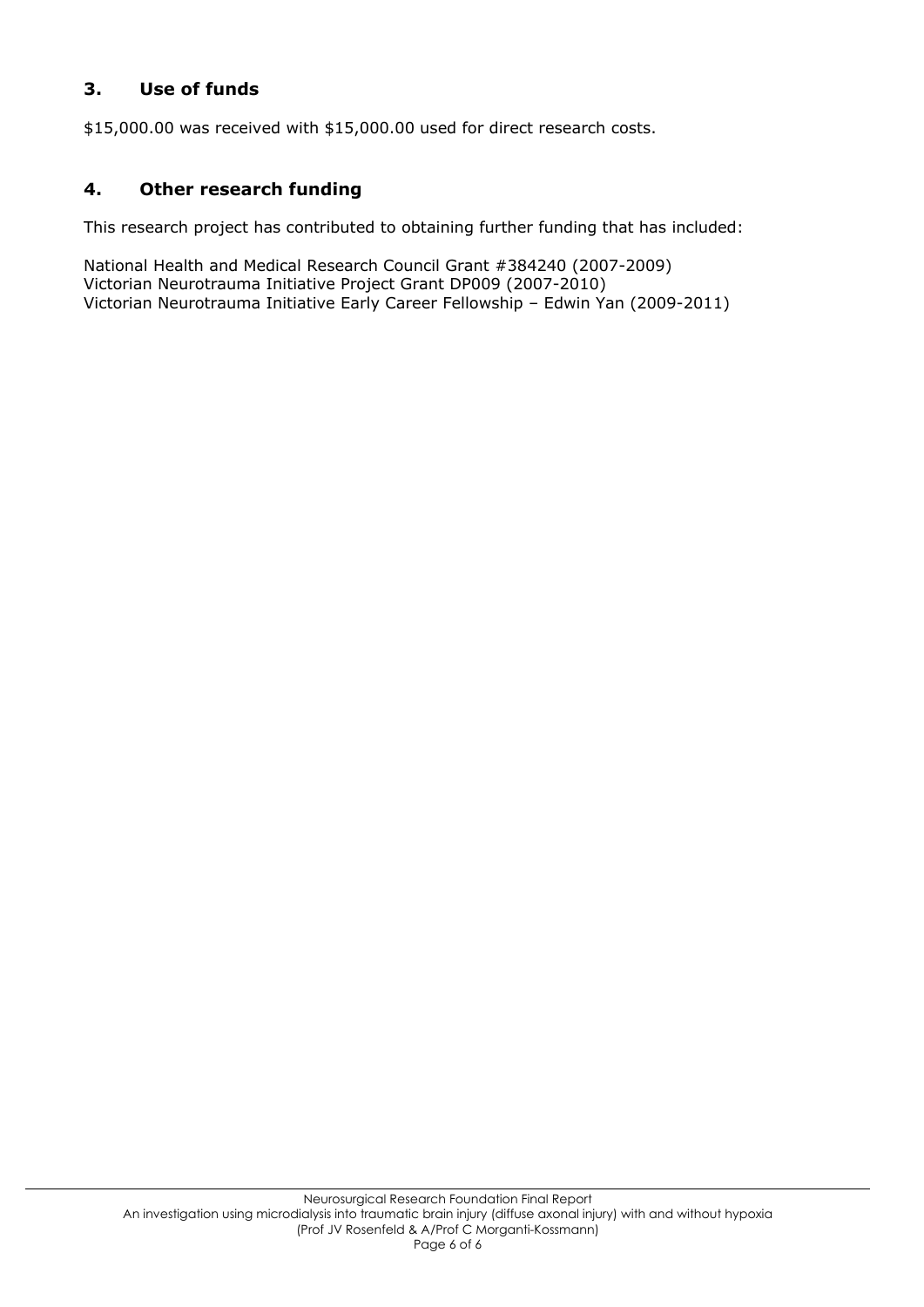## 3. Use of funds

$15,000.00 was received with $15,000.00 used for direct research costs.

## 4. Other research funding

This research project has contributed to obtaining further funding that has included:

National Health and Medical Research Council Grant #384240 (2007-2009)
Victorian Neurotrauma Initiative Project Grant DP009 (2007-2010)
Victorian Neurotrauma Initiative Early Career Fellowship – Edwin Yan (2009-2011)